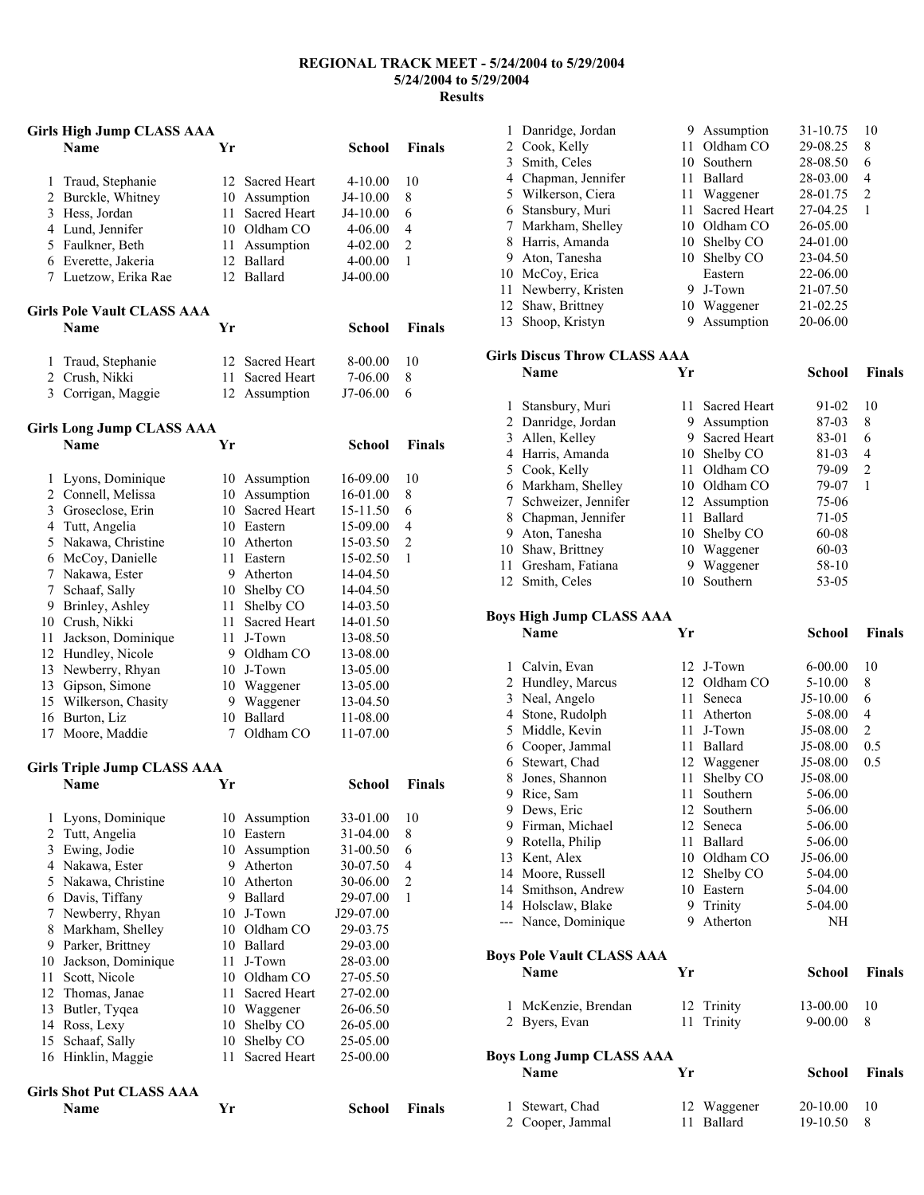# REGIONAL TRACK MEET - 5/24/2004 to 5/29/2004

**5/24/2004 to 5/29/2004**

**Results**

## Girls High Jump CLASS AAA

| | Name | Yr | School | Finals | |
|---|---|---|---|---|---|
| 1 | Traud, Stephanie | 12 | Sacred Heart | 4-10.00 | 10 |
| 2 | Burckle, Whitney | 10 | Assumption | J4-10.00 | 8 |
| 3 | Hess, Jordan | 11 | Sacred Heart | J4-10.00 | 6 |
| 4 | Lund, Jennifer | 10 | Oldham CO | 4-06.00 | 4 |
| 5 | Faulkner, Beth | 11 | Assumption | 4-02.00 | 2 |
| 6 | Everette, Jakeria | 12 | Ballard | 4-00.00 | 1 |
| 7 | Luetzow, Erika Rae | 12 | Ballard | J4-00.00 | |

## Girls Pole Vault CLASS AAA

| | Name | Yr | School | Finals | |
|---|---|---|---|---|---|
| 1 | Traud, Stephanie | 12 | Sacred Heart | 8-00.00 | 10 |
| 2 | Crush, Nikki | 11 | Sacred Heart | 7-06.00 | 8 |
| 3 | Corrigan, Maggie | 12 | Assumption | J7-06.00 | 6 |

## Girls Long Jump CLASS AAA

| | Name | Yr | School | Finals | |
|---|---|---|---|---|---|
| 1 | Lyons, Dominique | 10 | Assumption | 16-09.00 | 10 |
| 2 | Connell, Melissa | 10 | Assumption | 16-01.00 | 8 |
| 3 | Groseclose, Erin | 10 | Sacred Heart | 15-11.50 | 6 |
| 4 | Tutt, Angelia | 10 | Eastern | 15-09.00 | 4 |
| 5 | Nakawa, Christine | 10 | Atherton | 15-03.50 | 2 |
| 6 | McCoy, Danielle | 11 | Eastern | 15-02.50 | 1 |
| 7 | Nakawa, Ester | 9 | Atherton | 14-04.50 | |
| 7 | Schaaf, Sally | 10 | Shelby CO | 14-04.50 | |
| 9 | Brinley, Ashley | 11 | Shelby CO | 14-03.50 | |
| 10 | Crush, Nikki | 11 | Sacred Heart | 14-01.50 | |
| 11 | Jackson, Dominique | 11 | J-Town | 13-08.50 | |
| 12 | Hundley, Nicole | 9 | Oldham CO | 13-08.00 | |
| 13 | Newberry, Rhyan | 10 | J-Town | 13-05.00 | |
| 13 | Gipson, Simone | 10 | Waggener | 13-05.00 | |
| 15 | Wilkerson, Chasity | 9 | Waggener | 13-04.50 | |
| 16 | Burton, Liz | 10 | Ballard | 11-08.00 | |
| 17 | Moore, Maddie | 7 | Oldham CO | 11-07.00 | |

## Girls Triple Jump CLASS AAA

| | Name | Yr | School | Finals | |
|---|---|---|---|---|---|
| 1 | Lyons, Dominique | 10 | Assumption | 33-01.00 | 10 |
| 2 | Tutt, Angelia | 10 | Eastern | 31-04.00 | 8 |
| 3 | Ewing, Jodie | 10 | Assumption | 31-00.50 | 6 |
| 4 | Nakawa, Ester | 9 | Atherton | 30-07.50 | 4 |
| 5 | Nakawa, Christine | 10 | Atherton | 30-06.00 | 2 |
| 6 | Davis, Tiffany | 9 | Ballard | 29-07.00 | 1 |
| 7 | Newberry, Rhyan | 10 | J-Town | J29-07.00 | |
| 8 | Markham, Shelley | 10 | Oldham CO | 29-03.75 | |
| 9 | Parker, Brittney | 10 | Ballard | 29-03.00 | |
| 10 | Jackson, Dominique | 11 | J-Town | 28-03.00 | |
| 11 | Scott, Nicole | 10 | Oldham CO | 27-05.50 | |
| 12 | Thomas, Janae | 11 | Sacred Heart | 27-02.00 | |
| 13 | Butler, Tyqea | 10 | Waggener | 26-06.50 | |
| 14 | Ross, Lexy | 10 | Shelby CO | 26-05.00 | |
| 15 | Schaaf, Sally | 10 | Shelby CO | 25-05.00 | |
| 16 | Hinklin, Maggie | 11 | Sacred Heart | 25-00.00 | |

## Girls Shot Put CLASS AAA

| | Name | Yr | School | Finals | |
|---|---|---|---|---|---|
| 1 | Danridge, Jordan | 9 | Assumption | 31-10.75 | 10 |
| 2 | Cook, Kelly | 11 | Oldham CO | 29-08.25 | 8 |
| 3 | Smith, Celes | 10 | Southern | 28-08.50 | 6 |
| 4 | Chapman, Jennifer | 11 | Ballard | 28-03.00 | 4 |
| 5 | Wilkerson, Ciera | 11 | Waggener | 28-01.75 | 2 |
| 6 | Stansbury, Muri | 11 | Sacred Heart | 27-04.25 | 1 |
| 7 | Markham, Shelley | 10 | Oldham CO | 26-05.00 | |
| 8 | Harris, Amanda | 10 | Shelby CO | 24-01.00 | |
| 9 | Aton, Tanesha | 10 | Shelby CO | 23-04.50 | |
| 10 | McCoy, Erica | | Eastern | 22-06.00 | |
| 11 | Newberry, Kristen | 9 | J-Town | 21-07.50 | |
| 12 | Shaw, Brittney | 10 | Waggener | 21-02.25 | |
| 13 | Shoop, Kristyn | 9 | Assumption | 20-06.00 | |

## Girls Discus Throw CLASS AAA

| | Name | Yr | School | Finals | |
|---|---|---|---|---|---|
| 1 | Stansbury, Muri | 11 | Sacred Heart | 91-02 | 10 |
| 2 | Danridge, Jordan | 9 | Assumption | 87-03 | 8 |
| 3 | Allen, Kelley | 9 | Sacred Heart | 83-01 | 6 |
| 4 | Harris, Amanda | 10 | Shelby CO | 81-03 | 4 |
| 5 | Cook, Kelly | 11 | Oldham CO | 79-09 | 2 |
| 6 | Markham, Shelley | 10 | Oldham CO | 79-07 | 1 |
| 7 | Schweizer, Jennifer | 12 | Assumption | 75-06 | |
| 8 | Chapman, Jennifer | 11 | Ballard | 71-05 | |
| 9 | Aton, Tanesha | 10 | Shelby CO | 60-08 | |
| 10 | Shaw, Brittney | 10 | Waggener | 60-03 | |
| 11 | Gresham, Fatiana | 9 | Waggener | 58-10 | |
| 12 | Smith, Celes | 10 | Southern | 53-05 | |

## Boys High Jump CLASS AAA

| | Name | Yr | School | Finals | |
|---|---|---|---|---|---|
| 1 | Calvin, Evan | 12 | J-Town | 6-00.00 | 10 |
| 2 | Hundley, Marcus | 12 | Oldham CO | 5-10.00 | 8 |
| 3 | Neal, Angelo | 11 | Seneca | J5-10.00 | 6 |
| 4 | Stone, Rudolph | 11 | Atherton | 5-08.00 | 4 |
| 5 | Middle, Kevin | 11 | J-Town | J5-08.00 | 2 |
| 6 | Cooper, Jammal | 11 | Ballard | J5-08.00 | 0.5 |
| 6 | Stewart, Chad | 12 | Waggener | J5-08.00 | 0.5 |
| 8 | Jones, Shannon | 11 | Shelby CO | J5-08.00 | |
| 9 | Rice, Sam | 11 | Southern | 5-06.00 | |
| 9 | Dews, Eric | 12 | Southern | 5-06.00 | |
| 9 | Firman, Michael | 12 | Seneca | 5-06.00 | |
| 9 | Rotella, Philip | 11 | Ballard | 5-06.00 | |
| 13 | Kent, Alex | 10 | Oldham CO | J5-06.00 | |
| 14 | Moore, Russell | 12 | Shelby CO | 5-04.00 | |
| 14 | Smithson, Andrew | 10 | Eastern | 5-04.00 | |
| 14 | Holsclaw, Blake | 9 | Trinity | 5-04.00 | |
| --- | Nance, Dominique | 9 | Atherton | NH | |

## Boys Pole Vault CLASS AAA

| | Name | Yr | School | Finals | |
|---|---|---|---|---|---|
| 1 | McKenzie, Brendan | 12 | Trinity | 13-00.00 | 10 |
| 2 | Byers, Evan | 11 | Trinity | 9-00.00 | 8 |

## Boys Long Jump CLASS AAA

| | Name | Yr | School | Finals | |
|---|---|---|---|---|---|
| 1 | Stewart, Chad | 12 | Waggener | 20-10.00 | 10 |
| 2 | Cooper, Jammal | 11 | Ballard | 19-10.50 | 8 |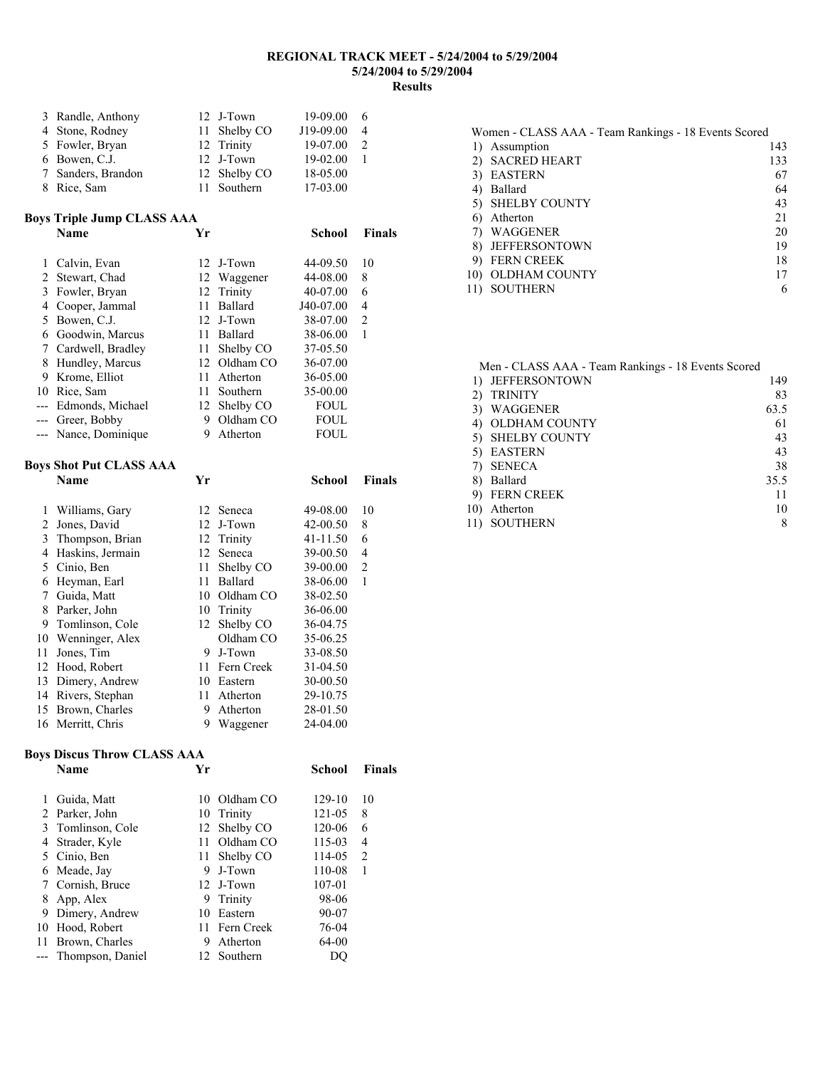# REGIONAL TRACK MEET - 5/24/2004 to 5/29/2004
## 5/24/2004 to 5/29/2004
## Results

| | | | | | |
|---|---|---|---|---|---|
| 3 | Randle, Anthony | 12 | J-Town | 19-09.00 | 6 |
| 4 | Stone, Rodney | 11 | Shelby CO | J19-09.00 | 4 |
| 5 | Fowler, Bryan | 12 | Trinity | 19-07.00 | 2 |
| 6 | Bowen, C.J. | 12 | J-Town | 19-02.00 | 1 |
| 7 | Sanders, Brandon | 12 | Shelby CO | 18-05.00 | |
| 8 | Rice, Sam | 11 | Southern | 17-03.00 | |

### Boys Triple Jump CLASS AAA

| | Name | Yr | School | | Finals |
|---|---|---|---|---|---|
| 1 | Calvin, Evan | 12 | J-Town | 44-09.50 | 10 |
| 2 | Stewart, Chad | 12 | Waggener | 44-08.00 | 8 |
| 3 | Fowler, Bryan | 12 | Trinity | 40-07.00 | 6 |
| 4 | Cooper, Jammal | 11 | Ballard | J40-07.00 | 4 |
| 5 | Bowen, C.J. | 12 | J-Town | 38-07.00 | 2 |
| 6 | Goodwin, Marcus | 11 | Ballard | 38-06.00 | 1 |
| 7 | Cardwell, Bradley | 11 | Shelby CO | 37-05.50 | |
| 8 | Hundley, Marcus | 12 | Oldham CO | 36-07.00 | |
| 9 | Krome, Elliot | 11 | Atherton | 36-05.00 | |
| 10 | Rice, Sam | 11 | Southern | 35-00.00 | |
| --- | Edmonds, Michael | 12 | Shelby CO | FOUL | |
| --- | Greer, Bobby | 9 | Oldham CO | FOUL | |
| --- | Nance, Dominique | 9 | Atherton | FOUL | |

### Boys Shot Put CLASS AAA

| | Name | Yr | School | | Finals |
|---|---|---|---|---|---|
| 1 | Williams, Gary | 12 | Seneca | 49-08.00 | 10 |
| 2 | Jones, David | 12 | J-Town | 42-00.50 | 8 |
| 3 | Thompson, Brian | 12 | Trinity | 41-11.50 | 6 |
| 4 | Haskins, Jermain | 12 | Seneca | 39-00.50 | 4 |
| 5 | Cinio, Ben | 11 | Shelby CO | 39-00.00 | 2 |
| 6 | Heyman, Earl | 11 | Ballard | 38-06.00 | 1 |
| 7 | Guida, Matt | 10 | Oldham CO | 38-02.50 | |
| 8 | Parker, John | 10 | Trinity | 36-06.00 | |
| 9 | Tomlinson, Cole | 12 | Shelby CO | 36-04.75 | |
| 10 | Wenninger, Alex | | Oldham CO | 35-06.25 | |
| 11 | Jones, Tim | 9 | J-Town | 33-08.50 | |
| 12 | Hood, Robert | 11 | Fern Creek | 31-04.50 | |
| 13 | Dimery, Andrew | 10 | Eastern | 30-00.50 | |
| 14 | Rivers, Stephan | 11 | Atherton | 29-10.75 | |
| 15 | Brown, Charles | 9 | Atherton | 28-01.50 | |
| 16 | Merritt, Chris | 9 | Waggener | 24-04.00 | |

### Boys Discus Throw CLASS AAA

| | Name | Yr | School | | Finals |
|---|---|---|---|---|---|
| 1 | Guida, Matt | 10 | Oldham CO | 129-10 | 10 |
| 2 | Parker, John | 10 | Trinity | 121-05 | 8 |
| 3 | Tomlinson, Cole | 12 | Shelby CO | 120-06 | 6 |
| 4 | Strader, Kyle | 11 | Oldham CO | 115-03 | 4 |
| 5 | Cinio, Ben | 11 | Shelby CO | 114-05 | 2 |
| 6 | Meade, Jay | 9 | J-Town | 110-08 | 1 |
| 7 | Cornish, Bruce | 12 | J-Town | 107-01 | |
| 8 | App, Alex | 9 | Trinity | 98-06 | |
| 9 | Dimery, Andrew | 10 | Eastern | 90-07 | |
| 10 | Hood, Robert | 11 | Fern Creek | 76-04 | |
| 11 | Brown, Charles | 9 | Atherton | 64-00 | |
| --- | Thompson, Daniel | 12 | Southern | DQ | |

### Women - CLASS AAA - Team Rankings - 18 Events Scored

| | | |
|---|---|---|
| 1) | Assumption | 143 |
| 2) | SACRED HEART | 133 |
| 3) | EASTERN | 67 |
| 4) | Ballard | 64 |
| 5) | SHELBY COUNTY | 43 |
| 6) | Atherton | 21 |
| 7) | WAGGENER | 20 |
| 8) | JEFFERSONTOWN | 19 |
| 9) | FERN CREEK | 18 |
| 10) | OLDHAM COUNTY | 17 |
| 11) | SOUTHERN | 6 |

### Men - CLASS AAA - Team Rankings - 18 Events Scored

| | | |
|---|---|---|
| 1) | JEFFERSONTOWN | 149 |
| 2) | TRINITY | 83 |
| 3) | WAGGENER | 63.5 |
| 4) | OLDHAM COUNTY | 61 |
| 5) | SHELBY COUNTY | 43 |
| 5) | EASTERN | 43 |
| 7) | SENECA | 38 |
| 8) | Ballard | 35.5 |
| 9) | FERN CREEK | 11 |
| 10) | Atherton | 10 |
| 11) | SOUTHERN | 8 |